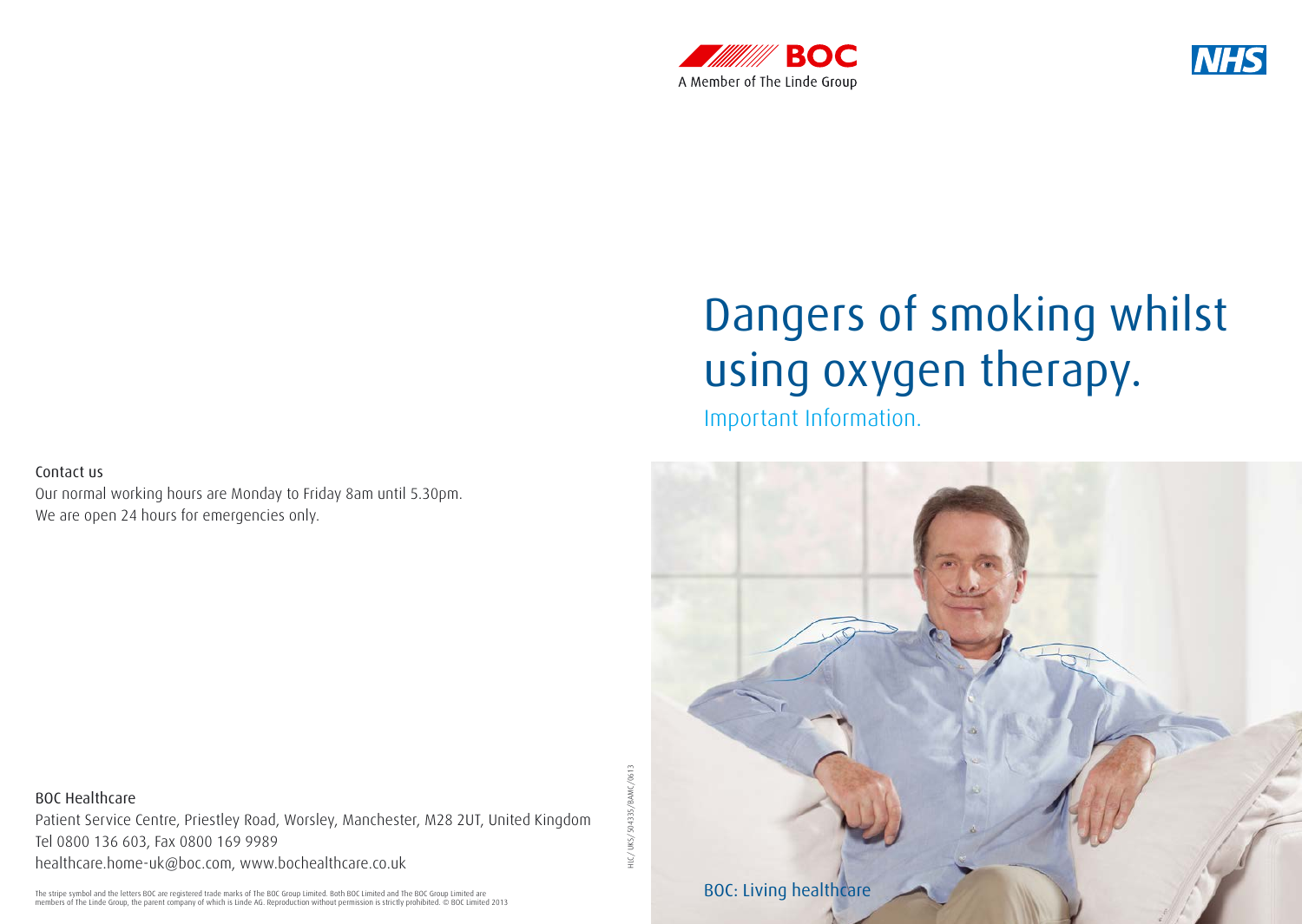BOC
A Member of The Linde Group

NHS

# Dangers of smoking whilst using oxygen therapy.

## Important Information.

BOC: Living healthcare

Contact us

Our normal working hours are Monday to Friday 8am until 5.30pm.
We are open 24 hours for emergencies only.

BOC Healthcare

Patient Service Centre, Priestley Road, Worsley, Manchester, M28 2UT, United Kingdom
Tel 0800 136 603, Fax 0800 169 9989
healthcare.home-uk@boc.com, www.bochealthcare.co.uk

The stripe symbol and the letters BOC are registered trade marks of The BOC Group Limited. Both BOC Limited and The BOC Group Limited are members of The Linde Group, the parent company of which is Linde AG. Reproduction without permission is strictly prohibited. © BOC Limited 2013

HLC/ UKS/ 504335/BAMC/0613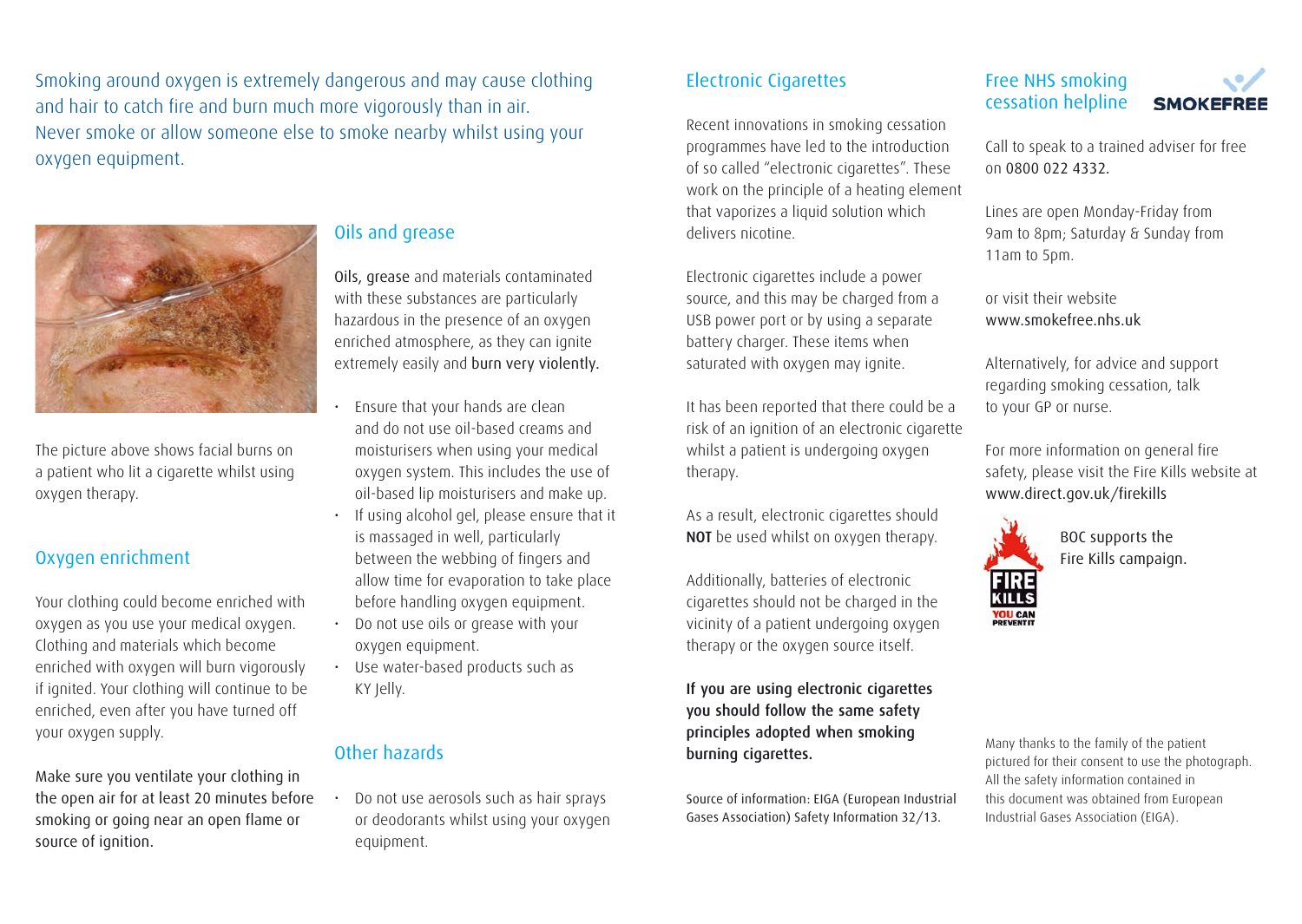Smoking around oxygen is extremely dangerous and may cause clothing and hair to catch fire and burn much more vigorously than in air. Never smoke or allow someone else to smoke nearby whilst using your oxygen equipment.

The picture above shows facial burns on a patient who lit a cigarette whilst using oxygen therapy.

## Oxygen enrichment

Your clothing could become enriched with oxygen as you use your medical oxygen. Clothing and materials which become enriched with oxygen will burn vigorously if ignited. Your clothing will continue to be enriched, even after you have turned off your oxygen supply.

Make sure you ventilate your clothing in the open air for at least 20 minutes before smoking or going near an open flame or source of ignition.

## Oils and grease

Oils, grease and materials contaminated with these substances are particularly hazardous in the presence of an oxygen enriched atmosphere, as they can ignite extremely easily and burn very violently.

- Ensure that your hands are clean and do not use oil-based creams and moisturisers when using your medical oxygen system. This includes the use of oil-based lip moisturisers and make up.
- If using alcohol gel, please ensure that it is massaged in well, particularly between the webbing of fingers and allow time for evaporation to take place before handling oxygen equipment.
- Do not use oils or grease with your oxygen equipment.
- Use water-based products such as KY Jelly.

## Other hazards

- Do not use aerosols such as hair sprays or deodorants whilst using your oxygen equipment.

## Electronic Cigarettes

Recent innovations in smoking cessation programmes have led to the introduction of so called "electronic cigarettes". These work on the principle of a heating element that vaporizes a liquid solution which delivers nicotine.

Electronic cigarettes include a power source, and this may be charged from a USB power port or by using a separate battery charger. These items when saturated with oxygen may ignite.

It has been reported that there could be a risk of an ignition of an electronic cigarette whilst a patient is undergoing oxygen therapy.

As a result, electronic cigarettes should **NOT** be used whilst on oxygen therapy.

Additionally, batteries of electronic cigarettes should not be charged in the vicinity of a patient undergoing oxygen therapy or the oxygen source itself.

**If you are using electronic cigarettes you should follow the same safety principles adopted when smoking burning cigarettes.**

Source of information: EIGA (European Industrial Gases Association) Safety Information 32/13.

## Free NHS smoking cessation helpline

SMOKEFREE

Call to speak to a trained adviser for free on 0800 022 4332.

Lines are open Monday-Friday from 9am to 8pm; Saturday & Sunday from 11am to 5pm.

or visit their website www.smokefree.nhs.uk

Alternatively, for advice and support regarding smoking cessation, talk to your GP or nurse.

For more information on general fire safety, please visit the Fire Kills website at www.direct.gov.uk/firekills

FIRE KILLS YOU CAN PREVENT IT

BOC supports the Fire Kills campaign.

Many thanks to the family of the patient pictured for their consent to use the photograph. All the safety information contained in this document was obtained from European Industrial Gases Association (EIGA).